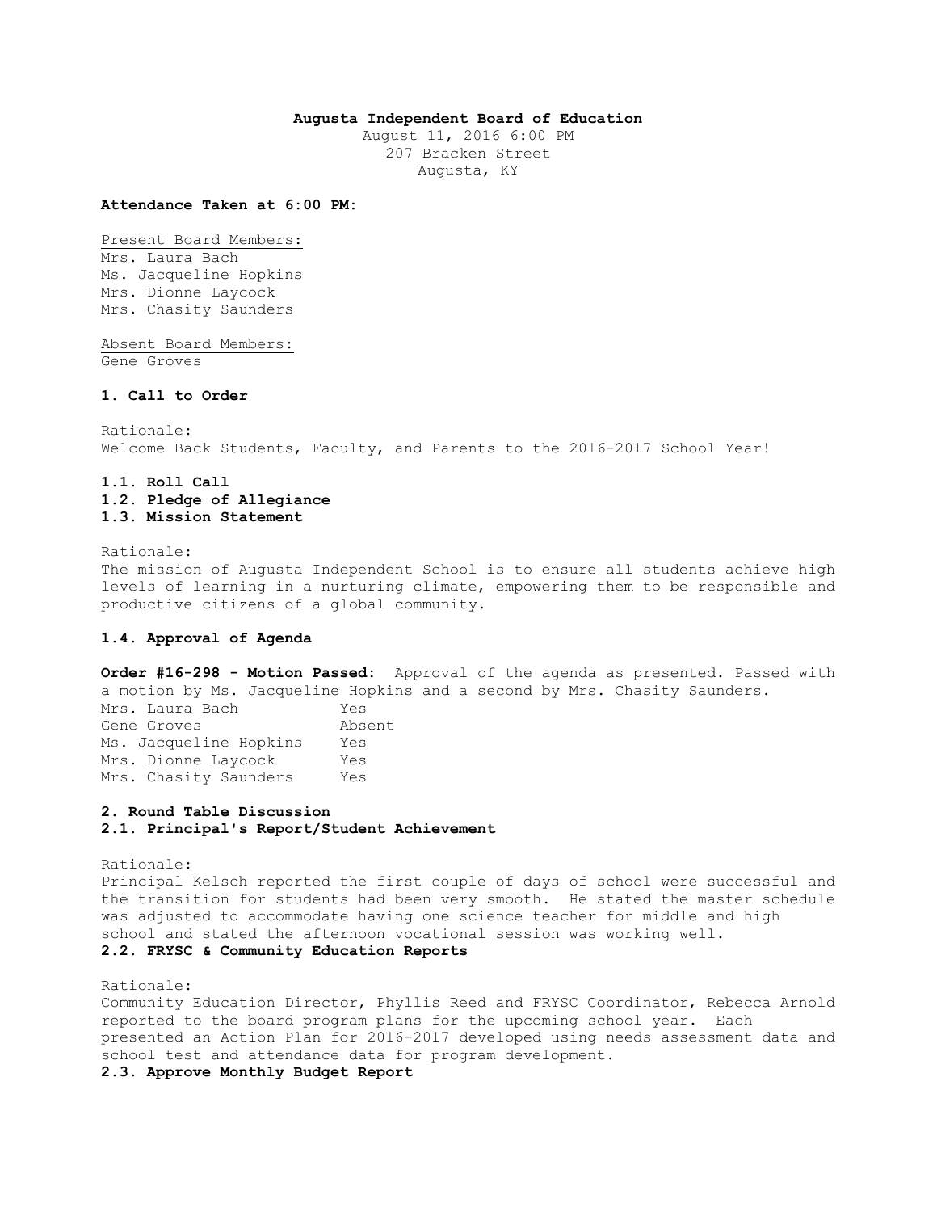**Augusta Independent Board of Education**

August 11, 2016 6:00 PM
207 Bracken Street
Augusta, KY

**Attendance Taken at 6:00 PM:**

Present Board Members:
Mrs. Laura Bach
Ms. Jacqueline Hopkins
Mrs. Dionne Laycock
Mrs. Chasity Saunders

Absent Board Members:
Gene Groves

**1. Call to Order**

Rationale:
Welcome Back Students, Faculty, and Parents to the 2016-2017 School Year!

**1.1. Roll Call**
**1.2. Pledge of Allegiance**
**1.3. Mission Statement**

Rationale:
The mission of Augusta Independent School is to ensure all students achieve high levels of learning in a nurturing climate, empowering them to be responsible and productive citizens of a global community.

**1.4. Approval of Agenda**

**Order #16-298 - Motion Passed:** Approval of the agenda as presented. Passed with a motion by Ms. Jacqueline Hopkins and a second by Mrs. Chasity Saunders.

| | |
|---|---|
| Mrs. Laura Bach | Yes |
| Gene Groves | Absent |
| Ms. Jacqueline Hopkins | Yes |
| Mrs. Dionne Laycock | Yes |
| Mrs. Chasity Saunders | Yes |

**2. Round Table Discussion**
**2.1. Principal's Report/Student Achievement**

Rationale:
Principal Kelsch reported the first couple of days of school were successful and the transition for students had been very smooth. He stated the master schedule was adjusted to accommodate having one science teacher for middle and high school and stated the afternoon vocational session was working well.

**2.2. FRYSC & Community Education Reports**

Rationale:
Community Education Director, Phyllis Reed and FRYSC Coordinator, Rebecca Arnold reported to the board program plans for the upcoming school year. Each presented an Action Plan for 2016-2017 developed using needs assessment data and school test and attendance data for program development.

**2.3. Approve Monthly Budget Report**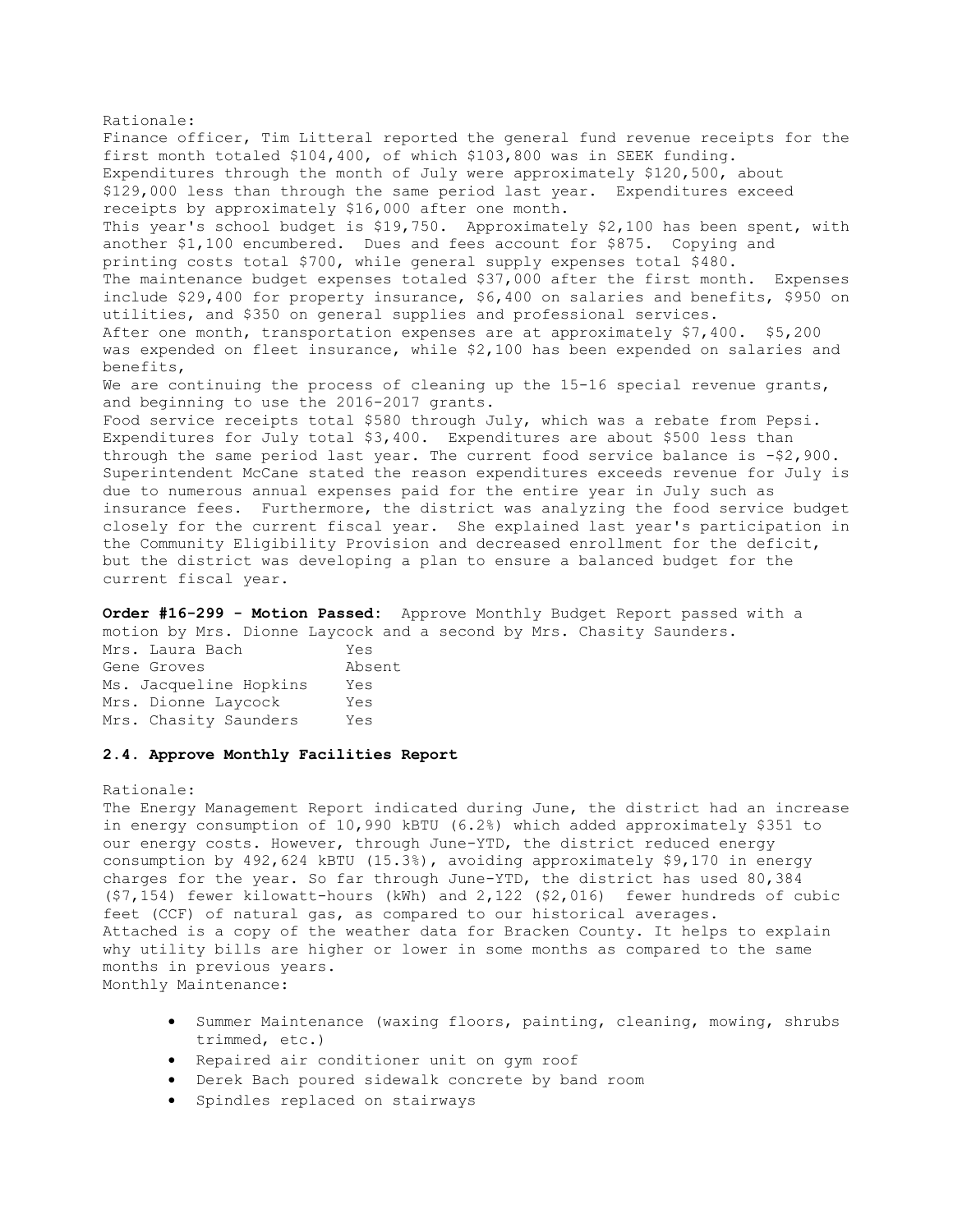Rationale:

Finance officer, Tim Litteral reported the general fund revenue receipts for the first month totaled $104,400, of which $103,800 was in SEEK funding. Expenditures through the month of July were approximately $120,500, about $129,000 less than through the same period last year. Expenditures exceed receipts by approximately $16,000 after one month.

This year's school budget is $19,750. Approximately $2,100 has been spent, with another $1,100 encumbered. Dues and fees account for $875. Copying and printing costs total $700, while general supply expenses total $480.

The maintenance budget expenses totaled $37,000 after the first month. Expenses include $29,400 for property insurance, $6,400 on salaries and benefits, $950 on utilities, and $350 on general supplies and professional services.

After one month, transportation expenses are at approximately $7,400. $5,200 was expended on fleet insurance, while $2,100 has been expended on salaries and benefits,

We are continuing the process of cleaning up the 15-16 special revenue grants, and beginning to use the 2016-2017 grants.

Food service receipts total $580 through July, which was a rebate from Pepsi. Expenditures for July total $3,400. Expenditures are about $500 less than through the same period last year. The current food service balance is -$2,900. Superintendent McCane stated the reason expenditures exceeds revenue for July is due to numerous annual expenses paid for the entire year in July such as insurance fees. Furthermore, the district was analyzing the food service budget closely for the current fiscal year. She explained last year's participation in the Community Eligibility Provision and decreased enrollment for the deficit, but the district was developing a plan to ensure a balanced budget for the current fiscal year.

**Order #16-299 - Motion Passed:** Approve Monthly Budget Report passed with a motion by Mrs. Dionne Laycock and a second by Mrs. Chasity Saunders.

| | |
|---|---|
| Mrs. Laura Bach | Yes |
| Gene Groves | Absent |
| Ms. Jacqueline Hopkins | Yes |
| Mrs. Dionne Laycock | Yes |
| Mrs. Chasity Saunders | Yes |

### 2.4. Approve Monthly Facilities Report

Rationale:

The Energy Management Report indicated during June, the district had an increase in energy consumption of 10,990 kBTU (6.2%) which added approximately $351 to our energy costs. However, through June-YTD, the district reduced energy consumption by 492,624 kBTU (15.3%), avoiding approximately $9,170 in energy charges for the year. So far through June-YTD, the district has used 80,384 ($7,154) fewer kilowatt-hours (kWh) and 2,122 ($2,016) fewer hundreds of cubic feet (CCF) of natural gas, as compared to our historical averages.

Attached is a copy of the weather data for Bracken County. It helps to explain why utility bills are higher or lower in some months as compared to the same months in previous years.

Monthly Maintenance:

- Summer Maintenance (waxing floors, painting, cleaning, mowing, shrubs trimmed, etc.)
- Repaired air conditioner unit on gym roof
- Derek Bach poured sidewalk concrete by band room
- Spindles replaced on stairways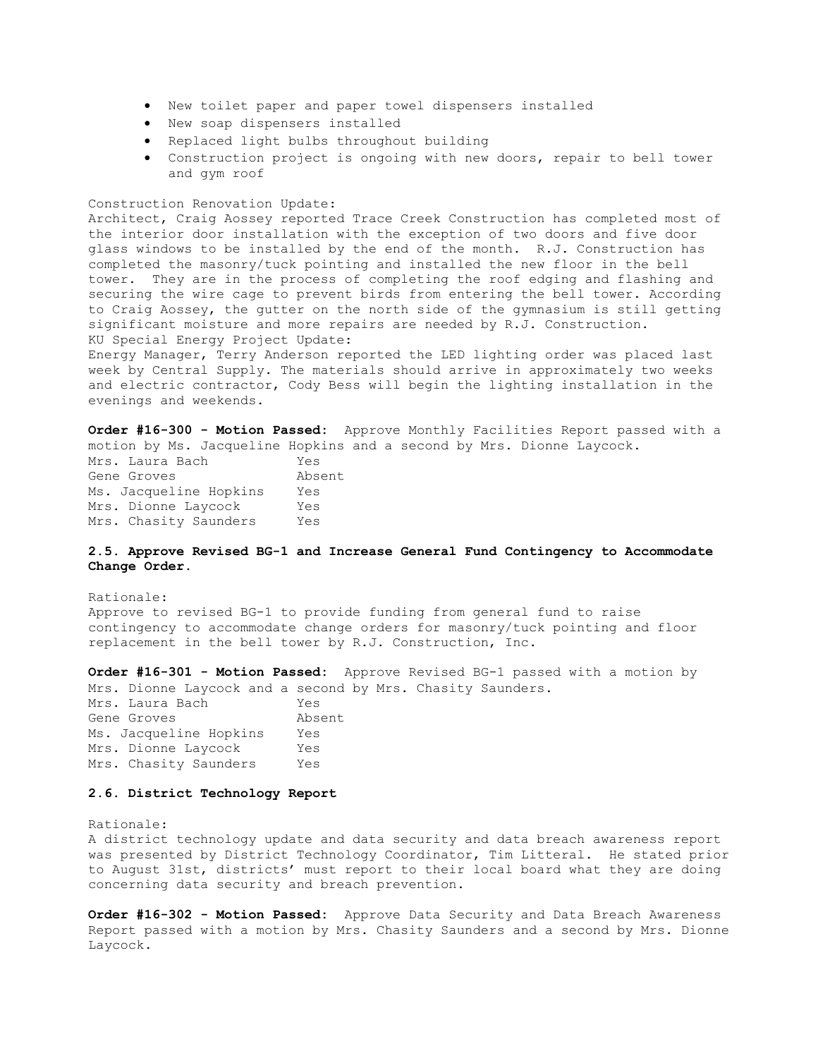- New toilet paper and paper towel dispensers installed
- New soap dispensers installed
- Replaced light bulbs throughout building
- Construction project is ongoing with new doors, repair to bell tower and gym roof

Construction Renovation Update:
Architect, Craig Aossey reported Trace Creek Construction has completed most of the interior door installation with the exception of two doors and five door glass windows to be installed by the end of the month. R.J. Construction has completed the masonry/tuck pointing and installed the new floor in the bell tower. They are in the process of completing the roof edging and flashing and securing the wire cage to prevent birds from entering the bell tower. According to Craig Aossey, the gutter on the north side of the gymnasium is still getting significant moisture and more repairs are needed by R.J. Construction.
KU Special Energy Project Update:
Energy Manager, Terry Anderson reported the LED lighting order was placed last week by Central Supply. The materials should arrive in approximately two weeks and electric contractor, Cody Bess will begin the lighting installation in the evenings and weekends.

**Order #16-300 - Motion Passed:** Approve Monthly Facilities Report passed with a motion by Ms. Jacqueline Hopkins and a second by Mrs. Dionne Laycock.

| | |
|---|---|
| Mrs. Laura Bach | Yes |
| Gene Groves | Absent |
| Ms. Jacqueline Hopkins | Yes |
| Mrs. Dionne Laycock | Yes |
| Mrs. Chasity Saunders | Yes |

**2.5. Approve Revised BG-1 and Increase General Fund Contingency to Accommodate Change Order.**

Rationale:
Approve to revised BG-1 to provide funding from general fund to raise contingency to accommodate change orders for masonry/tuck pointing and floor replacement in the bell tower by R.J. Construction, Inc.

**Order #16-301 - Motion Passed:** Approve Revised BG-1 passed with a motion by Mrs. Dionne Laycock and a second by Mrs. Chasity Saunders.

| | |
|---|---|
| Mrs. Laura Bach | Yes |
| Gene Groves | Absent |
| Ms. Jacqueline Hopkins | Yes |
| Mrs. Dionne Laycock | Yes |
| Mrs. Chasity Saunders | Yes |

**2.6. District Technology Report**

Rationale:
A district technology update and data security and data breach awareness report was presented by District Technology Coordinator, Tim Litteral. He stated prior to August 31st, districts' must report to their local board what they are doing concerning data security and breach prevention.

**Order #16-302 - Motion Passed:** Approve Data Security and Data Breach Awareness Report passed with a motion by Mrs. Chasity Saunders and a second by Mrs. Dionne Laycock.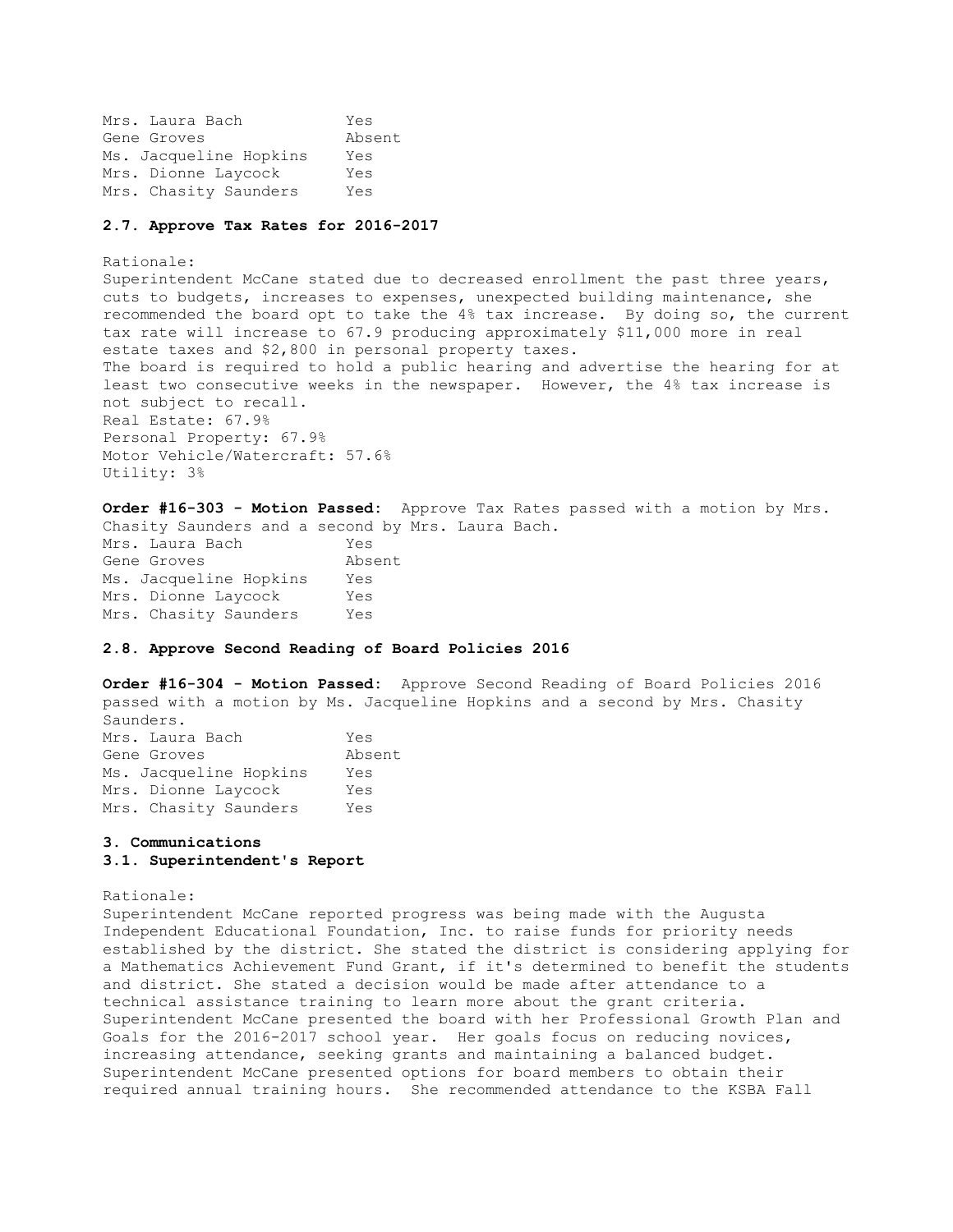Mrs. Laura Bach Yes
Gene Groves Absent
Ms. Jacqueline Hopkins Yes
Mrs. Dionne Laycock Yes
Mrs. Chasity Saunders Yes

**2.7. Approve Tax Rates for 2016-2017**

Rationale:
Superintendent McCane stated due to decreased enrollment the past three years, cuts to budgets, increases to expenses, unexpected building maintenance, she recommended the board opt to take the 4% tax increase. By doing so, the current tax rate will increase to 67.9 producing approximately $11,000 more in real estate taxes and $2,800 in personal property taxes.
The board is required to hold a public hearing and advertise the hearing for at least two consecutive weeks in the newspaper. However, the 4% tax increase is not subject to recall.
Real Estate: 67.9%
Personal Property: 67.9%
Motor Vehicle/Watercraft: 57.6%
Utility: 3%

**Order #16-303 - Motion Passed:** Approve Tax Rates passed with a motion by Mrs. Chasity Saunders and a second by Mrs. Laura Bach.
Mrs. Laura Bach Yes
Gene Groves Absent
Ms. Jacqueline Hopkins Yes
Mrs. Dionne Laycock Yes
Mrs. Chasity Saunders Yes

**2.8. Approve Second Reading of Board Policies 2016**

**Order #16-304 - Motion Passed:** Approve Second Reading of Board Policies 2016 passed with a motion by Ms. Jacqueline Hopkins and a second by Mrs. Chasity Saunders.
Mrs. Laura Bach Yes
Gene Groves Absent
Ms. Jacqueline Hopkins Yes
Mrs. Dionne Laycock Yes
Mrs. Chasity Saunders Yes

**3. Communications**
**3.1. Superintendent's Report**

Rationale:
Superintendent McCane reported progress was being made with the Augusta Independent Educational Foundation, Inc. to raise funds for priority needs established by the district. She stated the district is considering applying for a Mathematics Achievement Fund Grant, if it's determined to benefit the students and district. She stated a decision would be made after attendance to a technical assistance training to learn more about the grant criteria.
Superintendent McCane presented the board with her Professional Growth Plan and Goals for the 2016-2017 school year. Her goals focus on reducing novices, increasing attendance, seeking grants and maintaining a balanced budget.
Superintendent McCane presented options for board members to obtain their required annual training hours. She recommended attendance to the KSBA Fall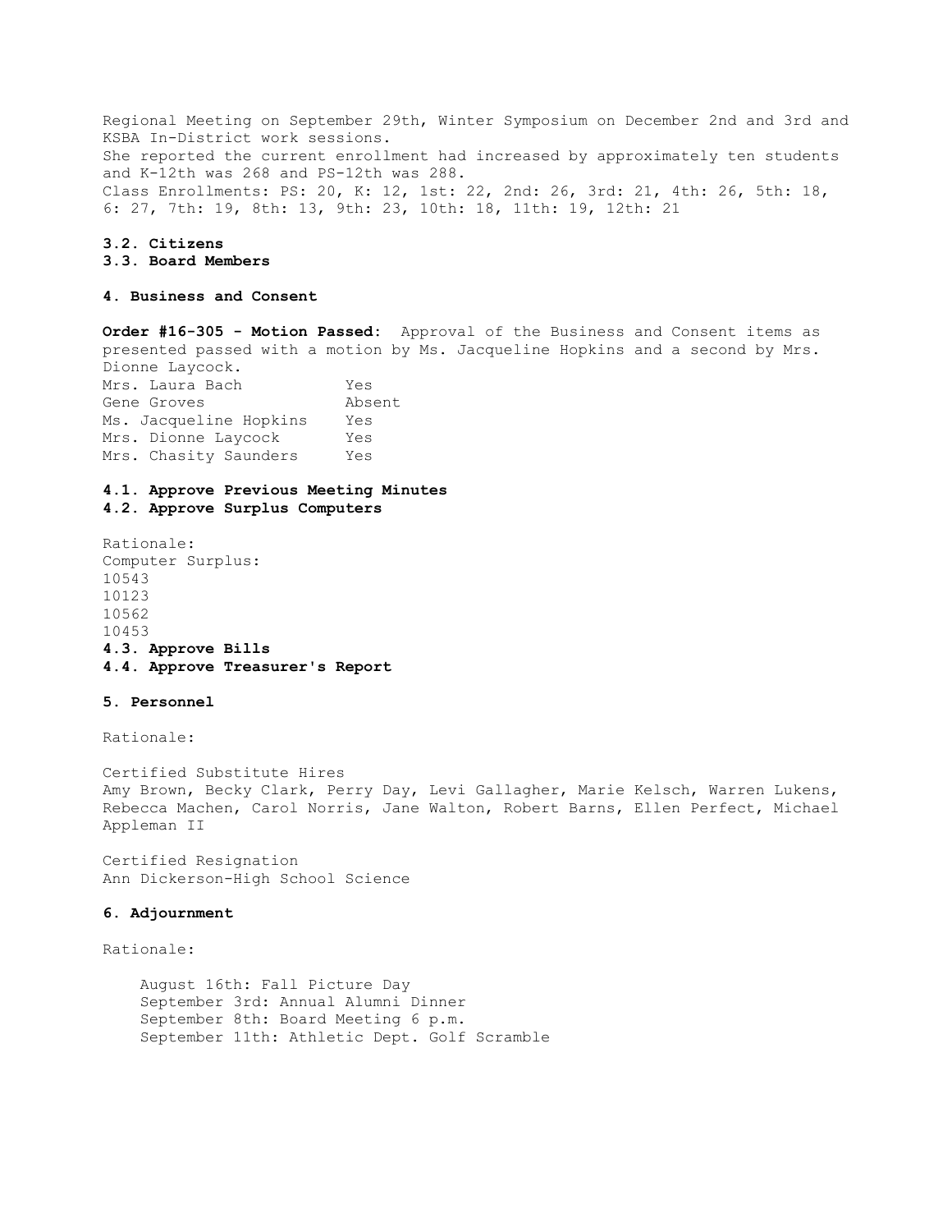Regional Meeting on September 29th, Winter Symposium on December 2nd and 3rd and KSBA In-District work sessions.
She reported the current enrollment had increased by approximately ten students and K-12th was 268 and PS-12th was 288.
Class Enrollments: PS: 20, K: 12, 1st: 22, 2nd: 26, 3rd: 21, 4th: 26, 5th: 18, 6: 27, 7th: 19, 8th: 13, 9th: 23, 10th: 18, 11th: 19, 12th: 21

**3.2. Citizens**

**3.3. Board Members**

**4. Business and Consent**

**Order #16-305 - Motion Passed:** Approval of the Business and Consent items as presented passed with a motion by Ms. Jacqueline Hopkins and a second by Mrs. Dionne Laycock.

| | |
|---|---|
| Mrs. Laura Bach | Yes |
| Gene Groves | Absent |
| Ms. Jacqueline Hopkins | Yes |
| Mrs. Dionne Laycock | Yes |
| Mrs. Chasity Saunders | Yes |

**4.1. Approve Previous Meeting Minutes**

**4.2. Approve Surplus Computers**

Rationale:
Computer Surplus:
10543
10123
10562
10453

**4.3. Approve Bills**

**4.4. Approve Treasurer's Report**

**5. Personnel**

Rationale:

Certified Substitute Hires
Amy Brown, Becky Clark, Perry Day, Levi Gallagher, Marie Kelsch, Warren Lukens, Rebecca Machen, Carol Norris, Jane Walton, Robert Barns, Ellen Perfect, Michael Appleman II

Certified Resignation
Ann Dickerson-High School Science

**6. Adjournment**

Rationale:

August 16th: Fall Picture Day
September 3rd: Annual Alumni Dinner
September 8th: Board Meeting 6 p.m.
September 11th: Athletic Dept. Golf Scramble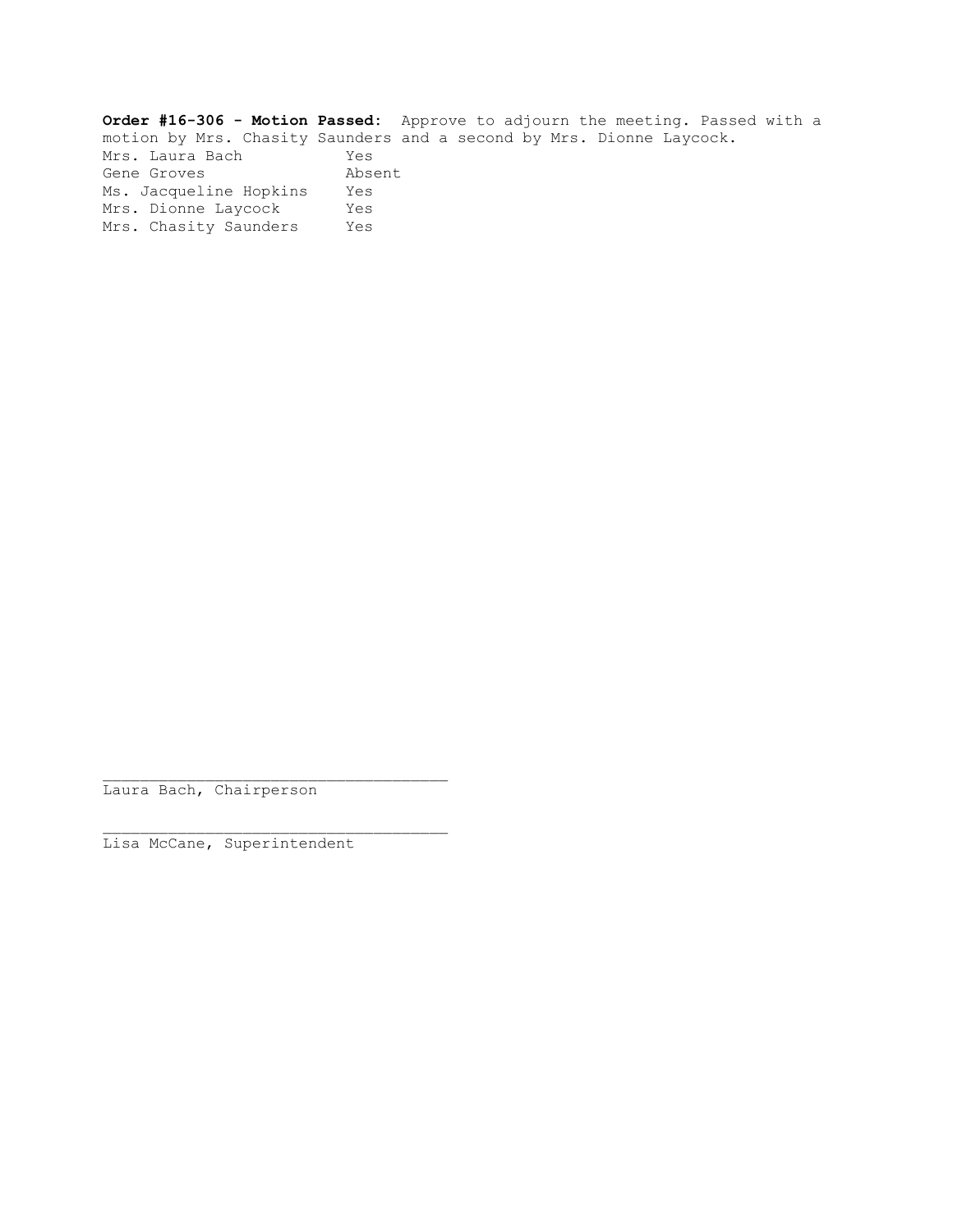**Order #16-306 - Motion Passed:** Approve to adjourn the meeting. Passed with a motion by Mrs. Chasity Saunders and a second by Mrs. Dionne Laycock.

| | |
|---|---|
| Mrs. Laura Bach | Yes |
| Gene Groves | Absent |
| Ms. Jacqueline Hopkins | Yes |
| Mrs. Dionne Laycock | Yes |
| Mrs. Chasity Saunders | Yes |

_____________________________________
Laura Bach, Chairperson

_____________________________________
Lisa McCane, Superintendent